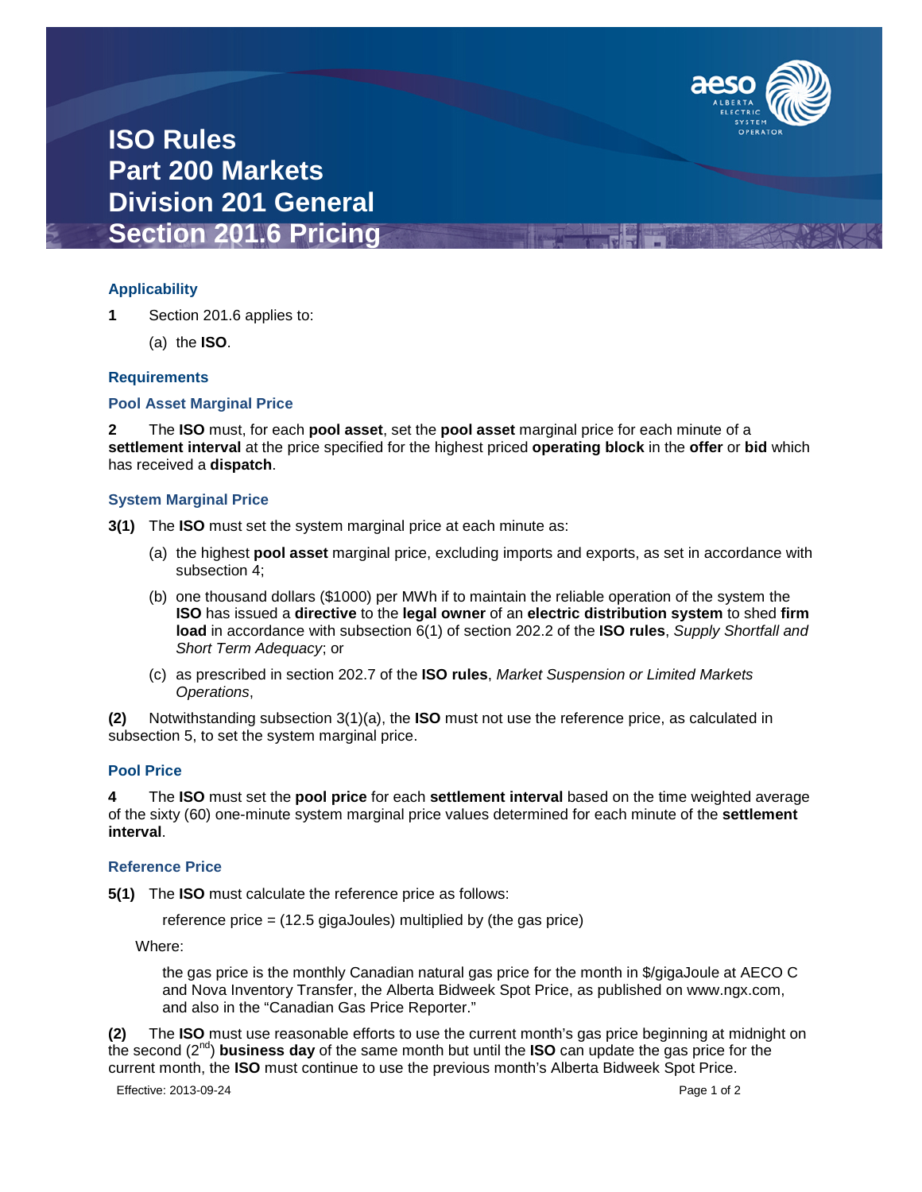# ISO Rules
# Part 200 Markets
# Division 201 General
# Section 201.6 Pricing

### Applicability

**1** Section 201.6 applies to:

(a) the **ISO**.

### Requirements

### Pool Asset Marginal Price

**2** The **ISO** must, for each **pool asset**, set the **pool asset** marginal price for each minute of a **settlement interval** at the price specified for the highest priced **operating block** in the **offer** or **bid** which has received a **dispatch**.

### System Marginal Price

**3(1)** The **ISO** must set the system marginal price at each minute as:

(a) the highest **pool asset** marginal price, excluding imports and exports, as set in accordance with subsection 4;

(b) one thousand dollars ($1000) per MWh if to maintain the reliable operation of the system the **ISO** has issued a **directive** to the **legal owner** of an **electric distribution system** to shed **firm load** in accordance with subsection 6(1) of section 202.2 of the **ISO rules**, *Supply Shortfall and Short Term Adequacy*; or

(c) as prescribed in section 202.7 of the **ISO rules**, *Market Suspension or Limited Markets Operations*,

**(2)** Notwithstanding subsection 3(1)(a), the **ISO** must not use the reference price, as calculated in subsection 5, to set the system marginal price.

### Pool Price

**4** The **ISO** must set the **pool price** for each **settlement interval** based on the time weighted average of the sixty (60) one-minute system marginal price values determined for each minute of the **settlement interval**.

### Reference Price

**5(1)** The **ISO** must calculate the reference price as follows:

reference price = (12.5 gigaJoules) multiplied by (the gas price)

Where:

the gas price is the monthly Canadian natural gas price for the month in $/gigaJoule at AECO C and Nova Inventory Transfer, the Alberta Bidweek Spot Price, as published on www.ngx.com, and also in the "Canadian Gas Price Reporter."

**(2)** The **ISO** must use reasonable efforts to use the current month's gas price beginning at midnight on the second (2nd) **business day** of the same month but until the **ISO** can update the gas price for the current month, the **ISO** must continue to use the previous month's Alberta Bidweek Spot Price.

Effective: 2013-09-24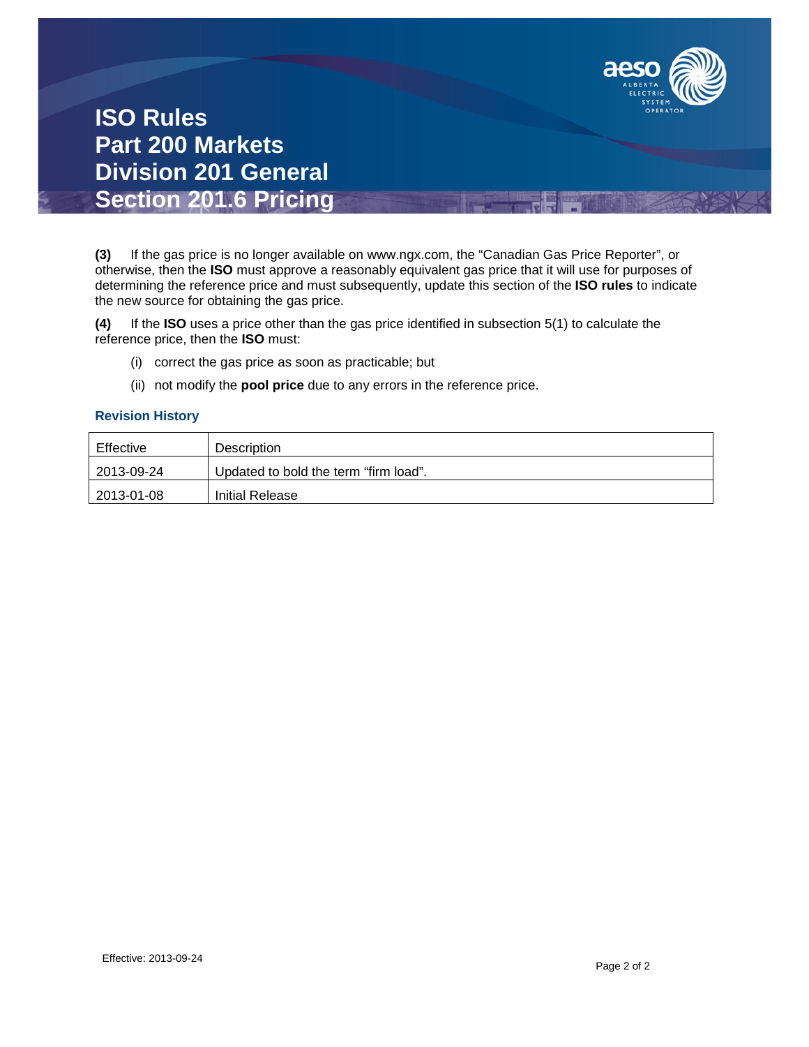**(3)** If the gas price is no longer available on www.ngx.com, the “Canadian Gas Price Reporter”, or otherwise, then the **ISO** must approve a reasonably equivalent gas price that it will use for purposes of determining the reference price and must subsequently, update this section of the **ISO rules** to indicate the new source for obtaining the gas price.

**(4)** If the **ISO** uses a price other than the gas price identified in subsection 5(1) to calculate the reference price, then the **ISO** must:

(i) correct the gas price as soon as practicable; but

(ii) not modify the **pool price** due to any errors in the reference price.

## Revision History

| Effective | Description |
|---|---|
| 2013-09-24 | Updated to bold the term “firm load”. |
| 2013-01-08 | Initial Release |